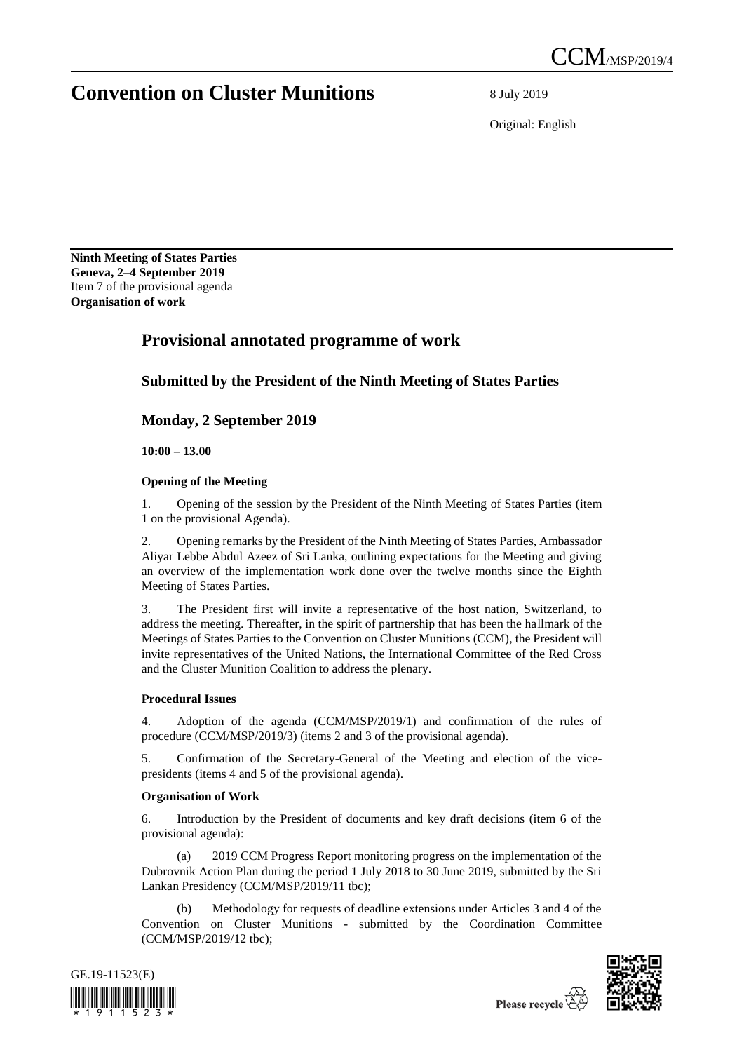CCM/MSP/2019/4

# Convention on Cluster Munitions

8 July 2019

Original: English

**Ninth Meeting of States Parties**
**Geneva, 2–4 September 2019**
Item 7 of the provisional agenda
**Organisation of work**

## Provisional annotated programme of work

### Submitted by the President of the Ninth Meeting of States Parties

### Monday, 2 September 2019

**10:00 – 13.00**

**Opening of the Meeting**

1. Opening of the session by the President of the Ninth Meeting of States Parties (item 1 on the provisional Agenda).

2. Opening remarks by the President of the Ninth Meeting of States Parties, Ambassador Aliyar Lebbe Abdul Azeez of Sri Lanka, outlining expectations for the Meeting and giving an overview of the implementation work done over the twelve months since the Eighth Meeting of States Parties.

3. The President first will invite a representative of the host nation, Switzerland, to address the meeting. Thereafter, in the spirit of partnership that has been the hallmark of the Meetings of States Parties to the Convention on Cluster Munitions (CCM), the President will invite representatives of the United Nations, the International Committee of the Red Cross and the Cluster Munition Coalition to address the plenary.

**Procedural Issues**

4. Adoption of the agenda (CCM/MSP/2019/1) and confirmation of the rules of procedure (CCM/MSP/2019/3) (items 2 and 3 of the provisional agenda).

5. Confirmation of the Secretary-General of the Meeting and election of the vice-presidents (items 4 and 5 of the provisional agenda).

**Organisation of Work**

6. Introduction by the President of documents and key draft decisions (item 6 of the provisional agenda):

(a) 2019 CCM Progress Report monitoring progress on the implementation of the Dubrovnik Action Plan during the period 1 July 2018 to 30 June 2019, submitted by the Sri Lankan Presidency (CCM/MSP/2019/11 tbc);

(b) Methodology for requests of deadline extensions under Articles 3 and 4 of the Convention on Cluster Munitions - submitted by the Coordination Committee (CCM/MSP/2019/12 tbc);

GE.19-11523(E)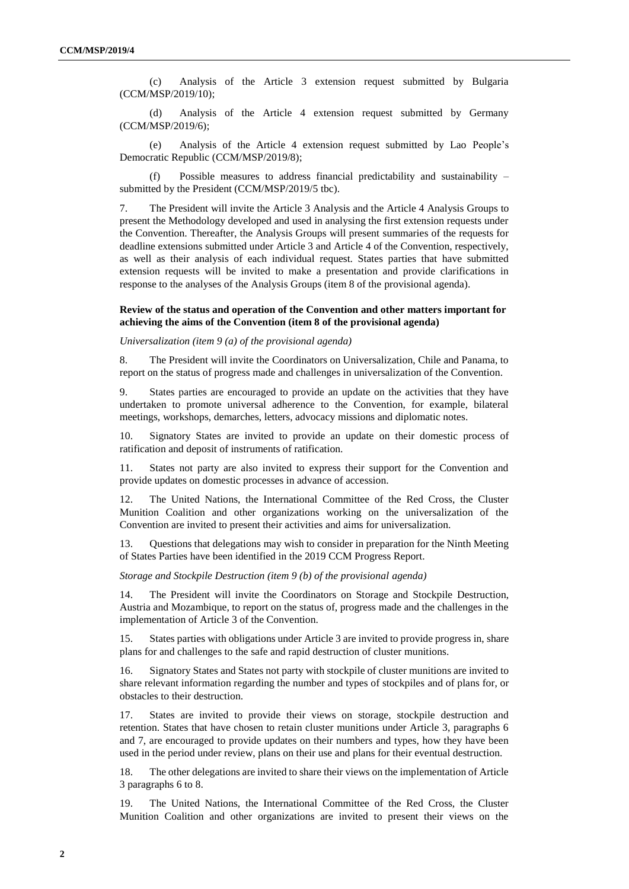(c) Analysis of the Article 3 extension request submitted by Bulgaria (CCM/MSP/2019/10);

(d) Analysis of the Article 4 extension request submitted by Germany (CCM/MSP/2019/6);

(e) Analysis of the Article 4 extension request submitted by Lao People's Democratic Republic (CCM/MSP/2019/8);

(f) Possible measures to address financial predictability and sustainability – submitted by the President (CCM/MSP/2019/5 tbc).

7. The President will invite the Article 3 Analysis and the Article 4 Analysis Groups to present the Methodology developed and used in analysing the first extension requests under the Convention. Thereafter, the Analysis Groups will present summaries of the requests for deadline extensions submitted under Article 3 and Article 4 of the Convention, respectively, as well as their analysis of each individual request. States parties that have submitted extension requests will be invited to make a presentation and provide clarifications in response to the analyses of the Analysis Groups (item 8 of the provisional agenda).

**Review of the status and operation of the Convention and other matters important for achieving the aims of the Convention (item 8 of the provisional agenda)**

*Universalization (item 9 (a) of the provisional agenda)*

8. The President will invite the Coordinators on Universalization, Chile and Panama, to report on the status of progress made and challenges in universalization of the Convention.

9. States parties are encouraged to provide an update on the activities that they have undertaken to promote universal adherence to the Convention, for example, bilateral meetings, workshops, demarches, letters, advocacy missions and diplomatic notes.

10. Signatory States are invited to provide an update on their domestic process of ratification and deposit of instruments of ratification.

11. States not party are also invited to express their support for the Convention and provide updates on domestic processes in advance of accession.

12. The United Nations, the International Committee of the Red Cross, the Cluster Munition Coalition and other organizations working on the universalization of the Convention are invited to present their activities and aims for universalization.

13. Questions that delegations may wish to consider in preparation for the Ninth Meeting of States Parties have been identified in the 2019 CCM Progress Report.

*Storage and Stockpile Destruction (item 9 (b) of the provisional agenda)*

14. The President will invite the Coordinators on Storage and Stockpile Destruction, Austria and Mozambique, to report on the status of, progress made and the challenges in the implementation of Article 3 of the Convention.

15. States parties with obligations under Article 3 are invited to provide progress in, share plans for and challenges to the safe and rapid destruction of cluster munitions.

16. Signatory States and States not party with stockpile of cluster munitions are invited to share relevant information regarding the number and types of stockpiles and of plans for, or obstacles to their destruction.

17. States are invited to provide their views on storage, stockpile destruction and retention. States that have chosen to retain cluster munitions under Article 3, paragraphs 6 and 7, are encouraged to provide updates on their numbers and types, how they have been used in the period under review, plans on their use and plans for their eventual destruction.

18. The other delegations are invited to share their views on the implementation of Article 3 paragraphs 6 to 8.

19. The United Nations, the International Committee of the Red Cross, the Cluster Munition Coalition and other organizations are invited to present their views on the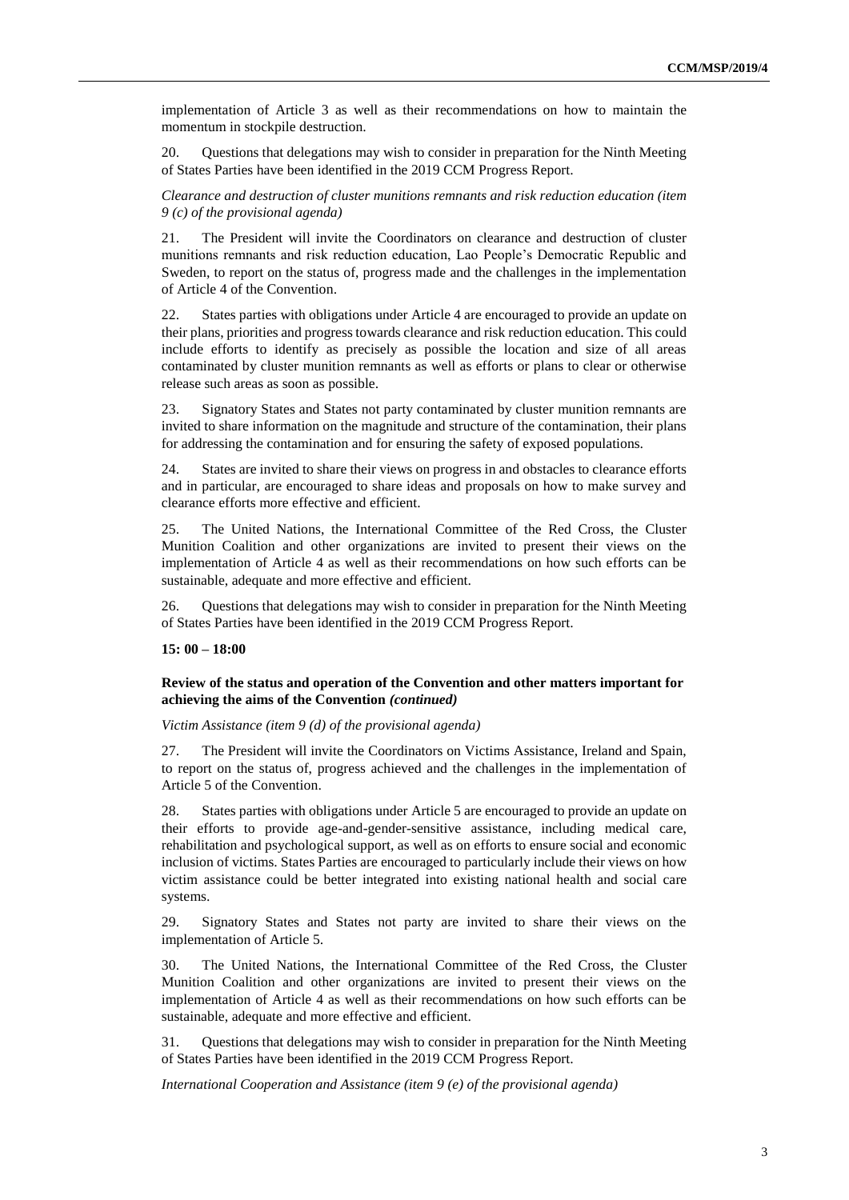implementation of Article 3 as well as their recommendations on how to maintain the momentum in stockpile destruction.

20. Questions that delegations may wish to consider in preparation for the Ninth Meeting of States Parties have been identified in the 2019 CCM Progress Report.

*Clearance and destruction of cluster munitions remnants and risk reduction education (item 9 (c) of the provisional agenda)*

21. The President will invite the Coordinators on clearance and destruction of cluster munitions remnants and risk reduction education, Lao People's Democratic Republic and Sweden, to report on the status of, progress made and the challenges in the implementation of Article 4 of the Convention.

22. States parties with obligations under Article 4 are encouraged to provide an update on their plans, priorities and progress towards clearance and risk reduction education. This could include efforts to identify as precisely as possible the location and size of all areas contaminated by cluster munition remnants as well as efforts or plans to clear or otherwise release such areas as soon as possible.

23. Signatory States and States not party contaminated by cluster munition remnants are invited to share information on the magnitude and structure of the contamination, their plans for addressing the contamination and for ensuring the safety of exposed populations.

24. States are invited to share their views on progress in and obstacles to clearance efforts and in particular, are encouraged to share ideas and proposals on how to make survey and clearance efforts more effective and efficient.

25. The United Nations, the International Committee of the Red Cross, the Cluster Munition Coalition and other organizations are invited to present their views on the implementation of Article 4 as well as their recommendations on how such efforts can be sustainable, adequate and more effective and efficient.

26. Questions that delegations may wish to consider in preparation for the Ninth Meeting of States Parties have been identified in the 2019 CCM Progress Report.

**15: 00 – 18:00**

**Review of the status and operation of the Convention and other matters important for achieving the aims of the Convention *(continued)***

*Victim Assistance (item 9 (d) of the provisional agenda)*

27. The President will invite the Coordinators on Victims Assistance, Ireland and Spain, to report on the status of, progress achieved and the challenges in the implementation of Article 5 of the Convention.

28. States parties with obligations under Article 5 are encouraged to provide an update on their efforts to provide age-and-gender-sensitive assistance, including medical care, rehabilitation and psychological support, as well as on efforts to ensure social and economic inclusion of victims. States Parties are encouraged to particularly include their views on how victim assistance could be better integrated into existing national health and social care systems.

29. Signatory States and States not party are invited to share their views on the implementation of Article 5.

30. The United Nations, the International Committee of the Red Cross, the Cluster Munition Coalition and other organizations are invited to present their views on the implementation of Article 4 as well as their recommendations on how such efforts can be sustainable, adequate and more effective and efficient.

31. Questions that delegations may wish to consider in preparation for the Ninth Meeting of States Parties have been identified in the 2019 CCM Progress Report.

*International Cooperation and Assistance (item 9 (e) of the provisional agenda)*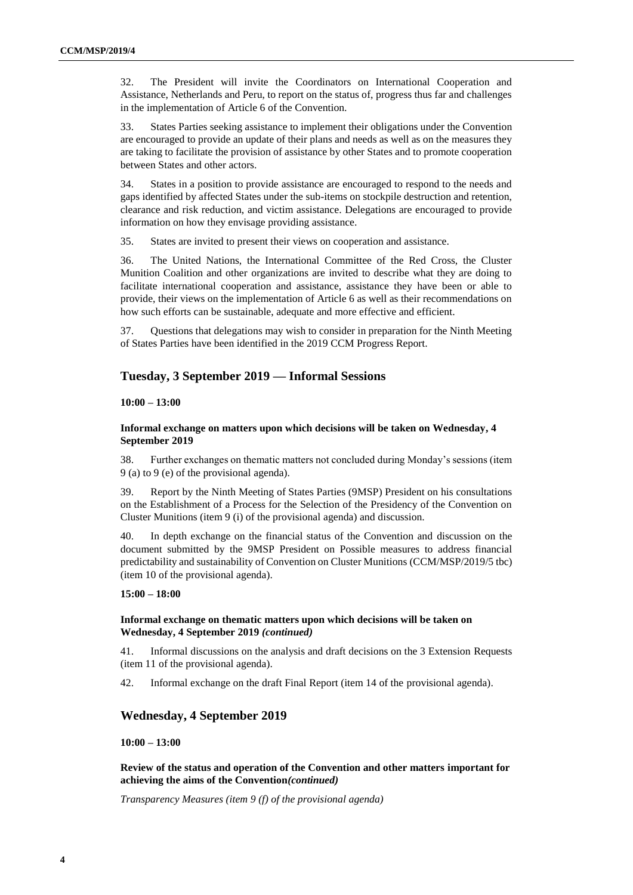32. The President will invite the Coordinators on International Cooperation and Assistance, Netherlands and Peru, to report on the status of, progress thus far and challenges in the implementation of Article 6 of the Convention.

33. States Parties seeking assistance to implement their obligations under the Convention are encouraged to provide an update of their plans and needs as well as on the measures they are taking to facilitate the provision of assistance by other States and to promote cooperation between States and other actors.

34. States in a position to provide assistance are encouraged to respond to the needs and gaps identified by affected States under the sub-items on stockpile destruction and retention, clearance and risk reduction, and victim assistance. Delegations are encouraged to provide information on how they envisage providing assistance.

35. States are invited to present their views on cooperation and assistance.

36. The United Nations, the International Committee of the Red Cross, the Cluster Munition Coalition and other organizations are invited to describe what they are doing to facilitate international cooperation and assistance, assistance they have been or able to provide, their views on the implementation of Article 6 as well as their recommendations on how such efforts can be sustainable, adequate and more effective and efficient.

37. Questions that delegations may wish to consider in preparation for the Ninth Meeting of States Parties have been identified in the 2019 CCM Progress Report.

## Tuesday, 3 September 2019 — Informal Sessions

**10:00 – 13:00**

**Informal exchange on matters upon which decisions will be taken on Wednesday, 4 September 2019**

38. Further exchanges on thematic matters not concluded during Monday's sessions (item 9 (a) to 9 (e) of the provisional agenda).

39. Report by the Ninth Meeting of States Parties (9MSP) President on his consultations on the Establishment of a Process for the Selection of the Presidency of the Convention on Cluster Munitions (item 9 (i) of the provisional agenda) and discussion.

40. In depth exchange on the financial status of the Convention and discussion on the document submitted by the 9MSP President on Possible measures to address financial predictability and sustainability of Convention on Cluster Munitions (CCM/MSP/2019/5 tbc) (item 10 of the provisional agenda).

**15:00 – 18:00**

**Informal exchange on thematic matters upon which decisions will be taken on Wednesday, 4 September 2019** ***(continued)***

41. Informal discussions on the analysis and draft decisions on the 3 Extension Requests (item 11 of the provisional agenda).

42. Informal exchange on the draft Final Report (item 14 of the provisional agenda).

## Wednesday, 4 September 2019

**10:00 – 13:00**

**Review of the status and operation of the Convention and other matters important for achieving the aims of the Convention*(continued)***

*Transparency Measures (item 9 (f) of the provisional agenda)*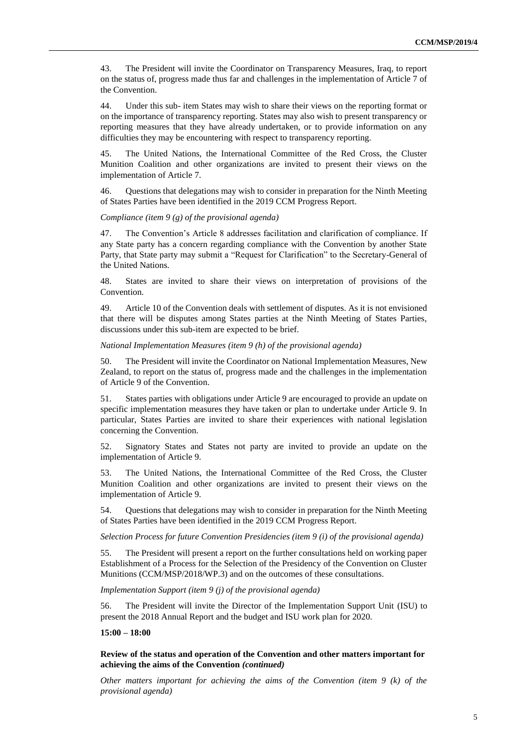43. The President will invite the Coordinator on Transparency Measures, Iraq, to report on the status of, progress made thus far and challenges in the implementation of Article 7 of the Convention.

44. Under this sub- item States may wish to share their views on the reporting format or on the importance of transparency reporting. States may also wish to present transparency or reporting measures that they have already undertaken, or to provide information on any difficulties they may be encountering with respect to transparency reporting.

45. The United Nations, the International Committee of the Red Cross, the Cluster Munition Coalition and other organizations are invited to present their views on the implementation of Article 7.

46. Questions that delegations may wish to consider in preparation for the Ninth Meeting of States Parties have been identified in the 2019 CCM Progress Report.

*Compliance (item 9 (g) of the provisional agenda)*

47. The Convention's Article 8 addresses facilitation and clarification of compliance. If any State party has a concern regarding compliance with the Convention by another State Party, that State party may submit a "Request for Clarification" to the Secretary-General of the United Nations.

48. States are invited to share their views on interpretation of provisions of the Convention.

49. Article 10 of the Convention deals with settlement of disputes. As it is not envisioned that there will be disputes among States parties at the Ninth Meeting of States Parties, discussions under this sub-item are expected to be brief.

*National Implementation Measures (item 9 (h) of the provisional agenda)*

50. The President will invite the Coordinator on National Implementation Measures, New Zealand, to report on the status of, progress made and the challenges in the implementation of Article 9 of the Convention.

51. States parties with obligations under Article 9 are encouraged to provide an update on specific implementation measures they have taken or plan to undertake under Article 9. In particular, States Parties are invited to share their experiences with national legislation concerning the Convention.

52. Signatory States and States not party are invited to provide an update on the implementation of Article 9.

53. The United Nations, the International Committee of the Red Cross, the Cluster Munition Coalition and other organizations are invited to present their views on the implementation of Article 9.

54. Questions that delegations may wish to consider in preparation for the Ninth Meeting of States Parties have been identified in the 2019 CCM Progress Report.

*Selection Process for future Convention Presidencies (item 9 (i) of the provisional agenda)*

55. The President will present a report on the further consultations held on working paper Establishment of a Process for the Selection of the Presidency of the Convention on Cluster Munitions (CCM/MSP/2018/WP.3) and on the outcomes of these consultations.

*Implementation Support (item 9 (j) of the provisional agenda)*

56. The President will invite the Director of the Implementation Support Unit (ISU) to present the 2018 Annual Report and the budget and ISU work plan for 2020.

**15:00 – 18:00**

**Review of the status and operation of the Convention and other matters important for achieving the aims of the Convention *(continued)***

*Other matters important for achieving the aims of the Convention (item 9 (k) of the provisional agenda)*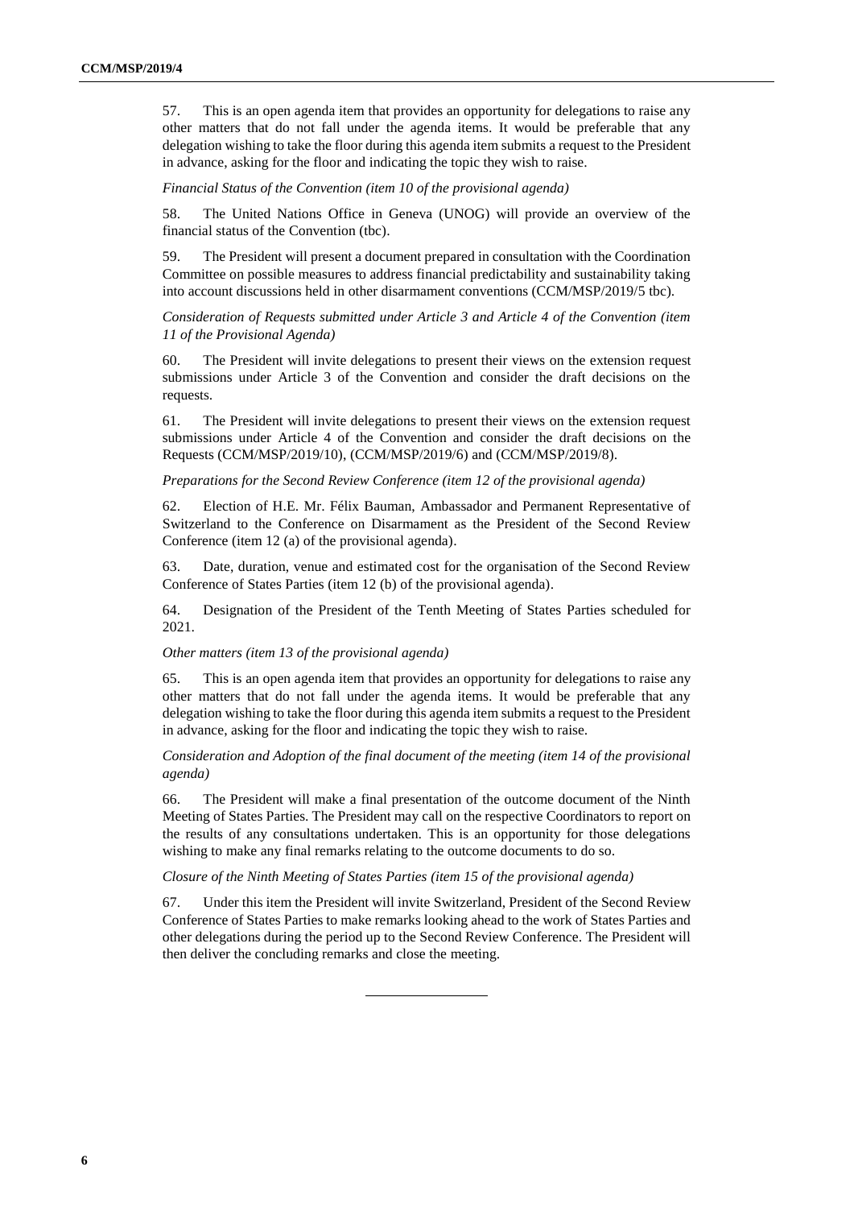57. This is an open agenda item that provides an opportunity for delegations to raise any other matters that do not fall under the agenda items. It would be preferable that any delegation wishing to take the floor during this agenda item submits a request to the President in advance, asking for the floor and indicating the topic they wish to raise.

*Financial Status of the Convention (item 10 of the provisional agenda)*

58. The United Nations Office in Geneva (UNOG) will provide an overview of the financial status of the Convention (tbc).

59. The President will present a document prepared in consultation with the Coordination Committee on possible measures to address financial predictability and sustainability taking into account discussions held in other disarmament conventions (CCM/MSP/2019/5 tbc).

*Consideration of Requests submitted under Article 3 and Article 4 of the Convention (item 11 of the Provisional Agenda)*

60. The President will invite delegations to present their views on the extension request submissions under Article 3 of the Convention and consider the draft decisions on the requests.

61. The President will invite delegations to present their views on the extension request submissions under Article 4 of the Convention and consider the draft decisions on the Requests (CCM/MSP/2019/10), (CCM/MSP/2019/6) and (CCM/MSP/2019/8).

*Preparations for the Second Review Conference (item 12 of the provisional agenda)*

62. Election of H.E. Mr. Félix Bauman, Ambassador and Permanent Representative of Switzerland to the Conference on Disarmament as the President of the Second Review Conference (item 12 (a) of the provisional agenda).

63. Date, duration, venue and estimated cost for the organisation of the Second Review Conference of States Parties (item 12 (b) of the provisional agenda).

64. Designation of the President of the Tenth Meeting of States Parties scheduled for 2021.

*Other matters (item 13 of the provisional agenda)*

65. This is an open agenda item that provides an opportunity for delegations to raise any other matters that do not fall under the agenda items. It would be preferable that any delegation wishing to take the floor during this agenda item submits a request to the President in advance, asking for the floor and indicating the topic they wish to raise.

*Consideration and Adoption of the final document of the meeting (item 14 of the provisional agenda)*

66. The President will make a final presentation of the outcome document of the Ninth Meeting of States Parties. The President may call on the respective Coordinators to report on the results of any consultations undertaken. This is an opportunity for those delegations wishing to make any final remarks relating to the outcome documents to do so.

*Closure of the Ninth Meeting of States Parties (item 15 of the provisional agenda)*

67. Under this item the President will invite Switzerland, President of the Second Review Conference of States Parties to make remarks looking ahead to the work of States Parties and other delegations during the period up to the Second Review Conference. The President will then deliver the concluding remarks and close the meeting.